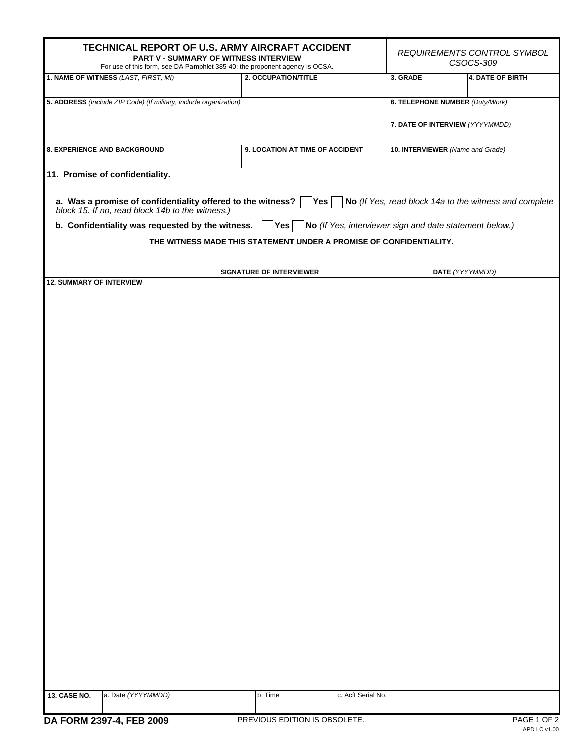# TECHNICAL REPORT OF U.S. ARMY AIRCRAFT ACCIDENT

**PART V - SUMMARY OF WITNESS INTERVIEW**

For use of this form, see DA Pamphlet 385-40; the proponent agency is OCSA.

*REQUIREMENTS CONTROL SYMBOL CSOCS-309*

| **1. NAME OF WITNESS** *(LAST, FIRST, MI)* | **2. OCCUPATION/TITLE** | **3. GRADE** | **4. DATE OF BIRTH** |
|---|---|---|---|
| | | | |

| **5. ADDRESS** *(Include ZIP Code) (If military, include organization)* | **6. TELEPHONE NUMBER** *(Duty/Work)* |
|---|---|
| | **7. DATE OF INTERVIEW** *(YYYYMMDD)* |

| **8. EXPERIENCE AND BACKGROUND** | **9. LOCATION AT TIME OF ACCIDENT** | **10. INTERVIEWER** *(Name and Grade)* |
|---|---|---|
| | | |

**11. Promise of confidentiality.**

**a. Was a promise of confidentiality offered to the witness?** ☐ **Yes** ☐ **No** *(If Yes, read block 14a to the witness and complete block 15. If no, read block 14b to the witness.)*

**b. Confidentiality was requested by the witness.** ☐ **Yes** ☐ **No** *(If Yes, interviewer sign and date statement below.)*

**THE WITNESS MADE THIS STATEMENT UNDER A PROMISE OF CONFIDENTIALITY.**

**SIGNATURE OF INTERVIEWER** ____________________ **DATE** *(YYYYMMDD)* ____________

**12. SUMMARY OF INTERVIEW**

| **13. CASE NO.** | a. Date *(YYYYMMDD)* | b. Time | c. Acft Serial No. |
|---|---|---|---|
| | | | |

**DA FORM 2397-4, FEB 2009** PREVIOUS EDITION IS OBSOLETE.

APD LC v1.00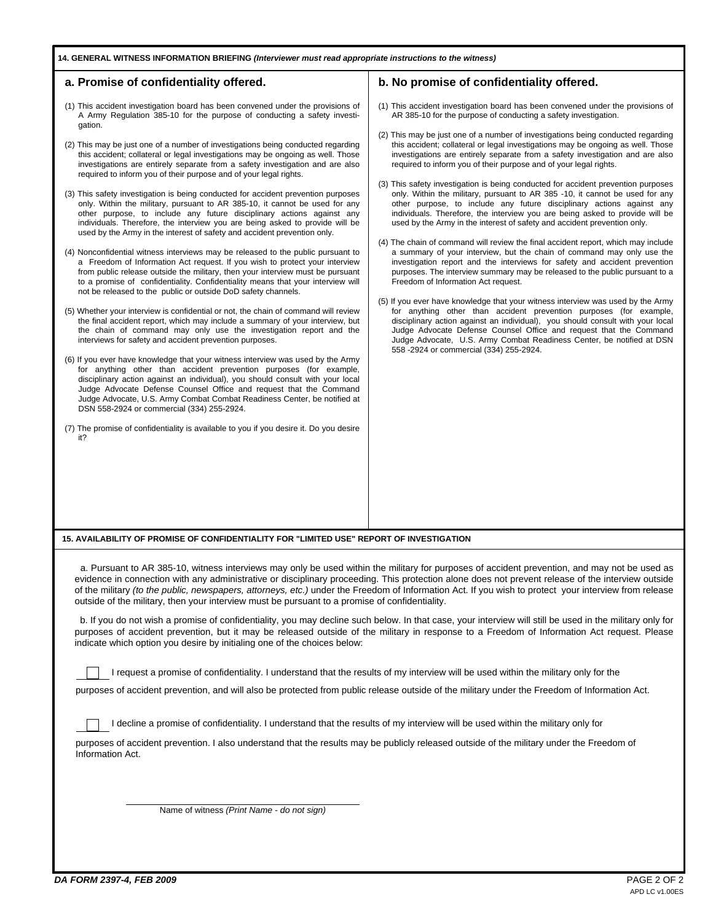**14. GENERAL WITNESS INFORMATION BRIEFING** ***(Interviewer must read appropriate instructions to the witness)***

## a. Promise of confidentiality offered.

(1) This accident investigation board has been convened under the provisions of A Army Regulation 385-10 for the purpose of conducting a safety investigation.

(2) This may be just one of a number of investigations being conducted regarding this accident; collateral or legal investigations may be ongoing as well. Those investigations are entirely separate from a safety investigation and are also required to inform you of their purpose and of your legal rights.

(3) This safety investigation is being conducted for accident prevention purposes only. Within the military, pursuant to AR 385-10, it cannot be used for any other purpose, to include any future disciplinary actions against any individuals. Therefore, the interview you are being asked to provide will be used by the Army in the interest of safety and accident prevention only.

(4) Nonconfidential witness interviews may be released to the public pursuant to a Freedom of Information Act request. If you wish to protect your interview from public release outside the military, then your interview must be pursuant to a promise of confidentiality. Confidentiality means that your interview will not be released to the public or outside DoD safety channels.

(5) Whether your interview is confidential or not, the chain of command will review the final accident report, which may include a summary of your interview, but the chain of command may only use the investigation report and the interviews for safety and accident prevention purposes.

(6) If you ever have knowledge that your witness interview was used by the Army for anything other than accident prevention purposes (for example, disciplinary action against an individual), you should consult with your local Judge Advocate Defense Counsel Office and request that the Command Judge Advocate, U.S. Army Combat Combat Readiness Center, be notified at DSN 558-2924 or commercial (334) 255-2924.

(7) The promise of confidentiality is available to you if you desire it. Do you desire it?

## b. No promise of confidentiality offered.

(1) This accident investigation board has been convened under the provisions of AR 385-10 for the purpose of conducting a safety investigation.

(2) This may be just one of a number of investigations being conducted regarding this accident; collateral or legal investigations may be ongoing as well. Those investigations are entirely separate from a safety investigation and are also required to inform you of their purpose and of your legal rights.

(3) This safety investigation is being conducted for accident prevention purposes only. Within the military, pursuant to AR 385 -10, it cannot be used for any other purpose, to include any future disciplinary actions against any individuals. Therefore, the interview you are being asked to provide will be used by the Army in the interest of safety and accident prevention only.

(4) The chain of command will review the final accident report, which may include a summary of your interview, but the chain of command may only use the investigation report and the interviews for safety and accident prevention purposes. The interview summary may be released to the public pursuant to a Freedom of Information Act request.

(5) If you ever have knowledge that your witness interview was used by the Army for anything other than accident prevention purposes (for example, disciplinary action against an individual), you should consult with your local Judge Advocate Defense Counsel Office and request that the Command Judge Advocate, U.S. Army Combat Readiness Center, be notified at DSN 558 -2924 or commercial (334) 255-2924.

**15. AVAILABILITY OF PROMISE OF CONFIDENTIALITY FOR "LIMITED USE" REPORT OF INVESTIGATION**

a. Pursuant to AR 385-10, witness interviews may only be used within the military for purposes of accident prevention, and may not be used as evidence in connection with any administrative or disciplinary proceeding. This protection alone does not prevent release of the interview outside of the military *(to the public, newspapers, attorneys, etc.)* under the Freedom of Information Act. If you wish to protect your interview from release outside of the military, then your interview must be pursuant to a promise of confidentiality.

b. If you do not wish a promise of confidentiality, you may decline such below. In that case, your interview will still be used in the military only for purposes of accident prevention, but it may be released outside of the military in response to a Freedom of Information Act request. Please indicate which option you desire by initialing one of the choices below:

☐ I request a promise of confidentiality. I understand that the results of my interview will be used within the military only for the purposes of accident prevention, and will also be protected from public release outside of the military under the Freedom of Information Act.

☐ I decline a promise of confidentiality. I understand that the results of my interview will be used within the military only for purposes of accident prevention. I also understand that the results may be publicly released outside of the military under the Freedom of Information Act.

Name of witness *(Print Name - do not sign)*

***DA FORM 2397-4, FEB 2009***

APD LC v1.00ES